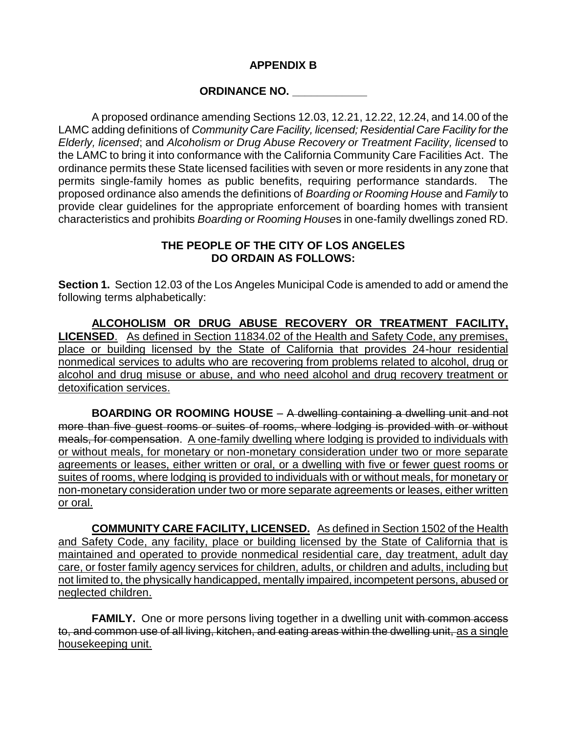**APPENDIX B**

**ORDINANCE NO. ____________**

A proposed ordinance amending Sections 12.03, 12.21, 12.22, 12.24, and 14.00 of the LAMC adding definitions of *Community Care Facility, licensed; Residential Care Facility for the Elderly, licensed*; and *Alcoholism or Drug Abuse Recovery or Treatment Facility, licensed* to the LAMC to bring it into conformance with the California Community Care Facilities Act. The ordinance permits these State licensed facilities with seven or more residents in any zone that permits single-family homes as public benefits, requiring performance standards. The proposed ordinance also amends the definitions of *Boarding or Rooming House* and *Family* to provide clear guidelines for the appropriate enforcement of boarding homes with transient characteristics and prohibits *Boarding or Rooming House*s in one-family dwellings zoned RD.

**THE PEOPLE OF THE CITY OF LOS ANGELES DO ORDAIN AS FOLLOWS:**

**Section 1.** Section 12.03 of the Los Angeles Municipal Code is amended to add or amend the following terms alphabetically:

<u>**ALCOHOLISM OR DRUG ABUSE RECOVERY OR TREATMENT FACILITY, LICENSED**</u>. <u>As defined in Section 11834.02 of the Health and Safety Code, any premises, place or building licensed by the State of California that provides 24-hour residential nonmedical services to adults who are recovering from problems related to alcohol, drug or alcohol and drug misuse or abuse, and who need alcohol and drug recovery treatment or detoxification services.</u>

**BOARDING OR ROOMING HOUSE** – ~~A dwelling containing a dwelling unit and not more than five guest rooms or suites of rooms, where lodging is provided with or without meals, for compensation~~. <u>A one-family dwelling where lodging is provided to individuals with or without meals, for monetary or non-monetary consideration under two or more separate agreements or leases, either written or oral, or a dwelling with five or fewer guest rooms or suites of rooms, where lodging is provided to individuals with or without meals, for monetary or non-monetary consideration under two or more separate agreements or leases, either written or oral.</u>

<u>**COMMUNITY CARE FACILITY, LICENSED.**</u> <u>As defined in Section 1502 of the Health and Safety Code, any facility, place or building licensed by the State of California that is maintained and operated to provide nonmedical residential care, day treatment, adult day care, or foster family agency services for children, adults, or children and adults, including but not limited to, the physically handicapped, mentally impaired, incompetent persons, abused or neglected children.</u>

**FAMILY.** One or more persons living together in a dwelling unit ~~with common access to, and common use of all living, kitchen, and eating areas within the dwelling unit,~~ <u>as a single housekeeping unit.</u>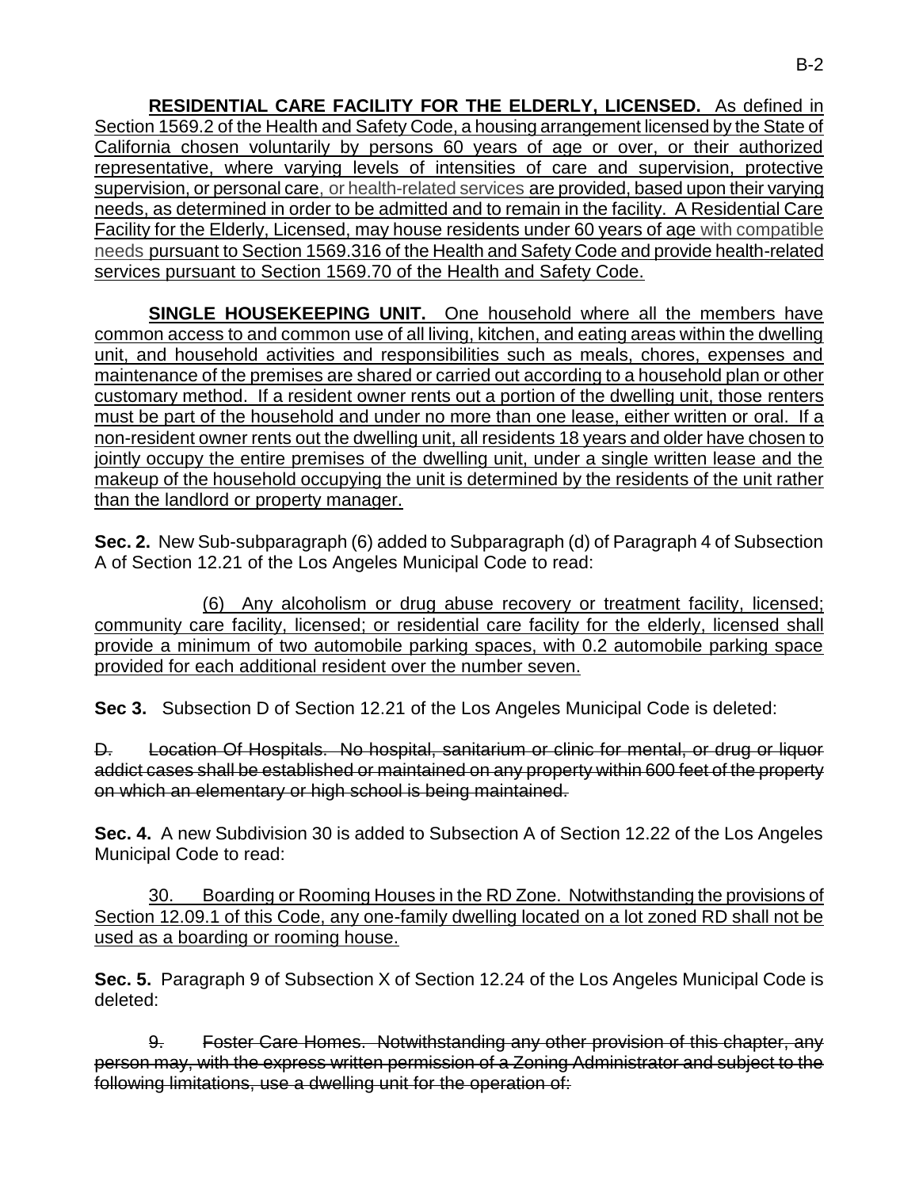**RESIDENTIAL CARE FACILITY FOR THE ELDERLY, LICENSED.** As defined in Section 1569.2 of the Health and Safety Code, a housing arrangement licensed by the State of California chosen voluntarily by persons 60 years of age or over, or their authorized representative, where varying levels of intensities of care and supervision, protective supervision, or personal care, or health-related services are provided, based upon their varying needs, as determined in order to be admitted and to remain in the facility. A Residential Care Facility for the Elderly, Licensed, may house residents under 60 years of age with compatible needs pursuant to Section 1569.316 of the Health and Safety Code and provide health-related services pursuant to Section 1569.70 of the Health and Safety Code.

**SINGLE HOUSEKEEPING UNIT.** One household where all the members have common access to and common use of all living, kitchen, and eating areas within the dwelling unit, and household activities and responsibilities such as meals, chores, expenses and maintenance of the premises are shared or carried out according to a household plan or other customary method. If a resident owner rents out a portion of the dwelling unit, those renters must be part of the household and under no more than one lease, either written or oral. If a non-resident owner rents out the dwelling unit, all residents 18 years and older have chosen to jointly occupy the entire premises of the dwelling unit, under a single written lease and the makeup of the household occupying the unit is determined by the residents of the unit rather than the landlord or property manager.

**Sec. 2.** New Sub-subparagraph (6) added to Subparagraph (d) of Paragraph 4 of Subsection A of Section 12.21 of the Los Angeles Municipal Code to read:

(6) Any alcoholism or drug abuse recovery or treatment facility, licensed; community care facility, licensed; or residential care facility for the elderly, licensed shall provide a minimum of two automobile parking spaces, with 0.2 automobile parking space provided for each additional resident over the number seven.

**Sec 3.** Subsection D of Section 12.21 of the Los Angeles Municipal Code is deleted:

~~D. Location Of Hospitals. No hospital, sanitarium or clinic for mental, or drug or liquor addict cases shall be established or maintained on any property within 600 feet of the property on which an elementary or high school is being maintained.~~

**Sec. 4.** A new Subdivision 30 is added to Subsection A of Section 12.22 of the Los Angeles Municipal Code to read:

30. Boarding or Rooming Houses in the RD Zone. Notwithstanding the provisions of Section 12.09.1 of this Code, any one-family dwelling located on a lot zoned RD shall not be used as a boarding or rooming house.

**Sec. 5.** Paragraph 9 of Subsection X of Section 12.24 of the Los Angeles Municipal Code is deleted:

~~9. Foster Care Homes. Notwithstanding any other provision of this chapter, any person may, with the express written permission of a Zoning Administrator and subject to the following limitations, use a dwelling unit for the operation of:~~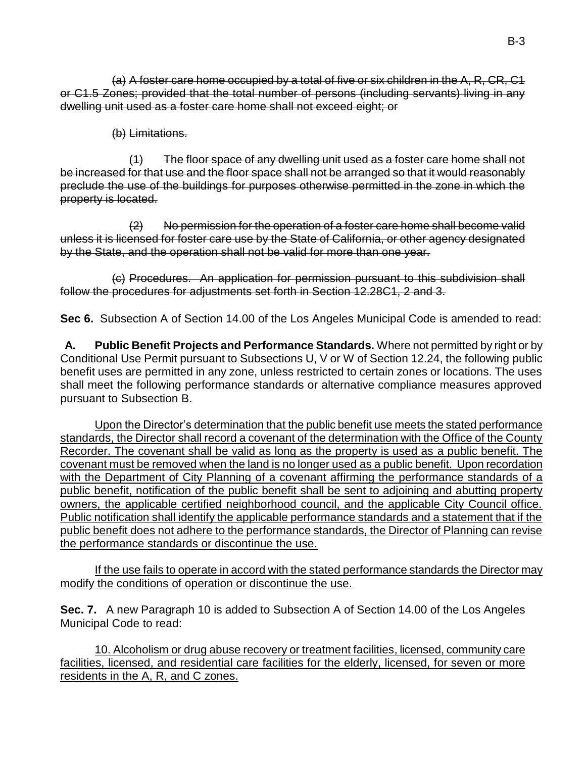~~(a) A foster care home occupied by a total of five or six children in the A, R, CR, C1 or C1.5 Zones; provided that the total number of persons (including servants) living in any dwelling unit used as a foster care home shall not exceed eight; or~~

~~(b) Limitations.~~

~~(1) The floor space of any dwelling unit used as a foster care home shall not be increased for that use and the floor space shall not be arranged so that it would reasonably preclude the use of the buildings for purposes otherwise permitted in the zone in which the property is located.~~

~~(2) No permission for the operation of a foster care home shall become valid unless it is licensed for foster care use by the State of California, or other agency designated by the State, and the operation shall not be valid for more than one year.~~

~~(c) Procedures. An application for permission pursuant to this subdivision shall follow the procedures for adjustments set forth in Section 12.28C1, 2 and 3.~~

**Sec 6.** Subsection A of Section 14.00 of the Los Angeles Municipal Code is amended to read:

**A. Public Benefit Projects and Performance Standards.** Where not permitted by right or by Conditional Use Permit pursuant to Subsections U, V or W of Section 12.24, the following public benefit uses are permitted in any zone, unless restricted to certain zones or locations. The uses shall meet the following performance standards or alternative compliance measures approved pursuant to Subsection B.

<u>Upon the Director's determination that the public benefit use meets the stated performance standards, the Director shall record a covenant of the determination with the Office of the County Recorder. The covenant shall be valid as long as the property is used as a public benefit. The covenant must be removed when the land is no longer used as a public benefit. Upon recordation with the Department of City Planning of a covenant affirming the performance standards of a public benefit, notification of the public benefit shall be sent to adjoining and abutting property owners, the applicable certified neighborhood council, and the applicable City Council office. Public notification shall identify the applicable performance standards and a statement that if the public benefit does not adhere to the performance standards, the Director of Planning can revise the performance standards or discontinue the use.</u>

<u>If the use fails to operate in accord with the stated performance standards the Director may modify the conditions of operation or discontinue the use.</u>

**Sec. 7.** A new Paragraph 10 is added to Subsection A of Section 14.00 of the Los Angeles Municipal Code to read:

<u>10. Alcoholism or drug abuse recovery or treatment facilities, licensed, community care facilities, licensed, and residential care facilities for the elderly, licensed, for seven or more residents in the A, R, and C zones.</u>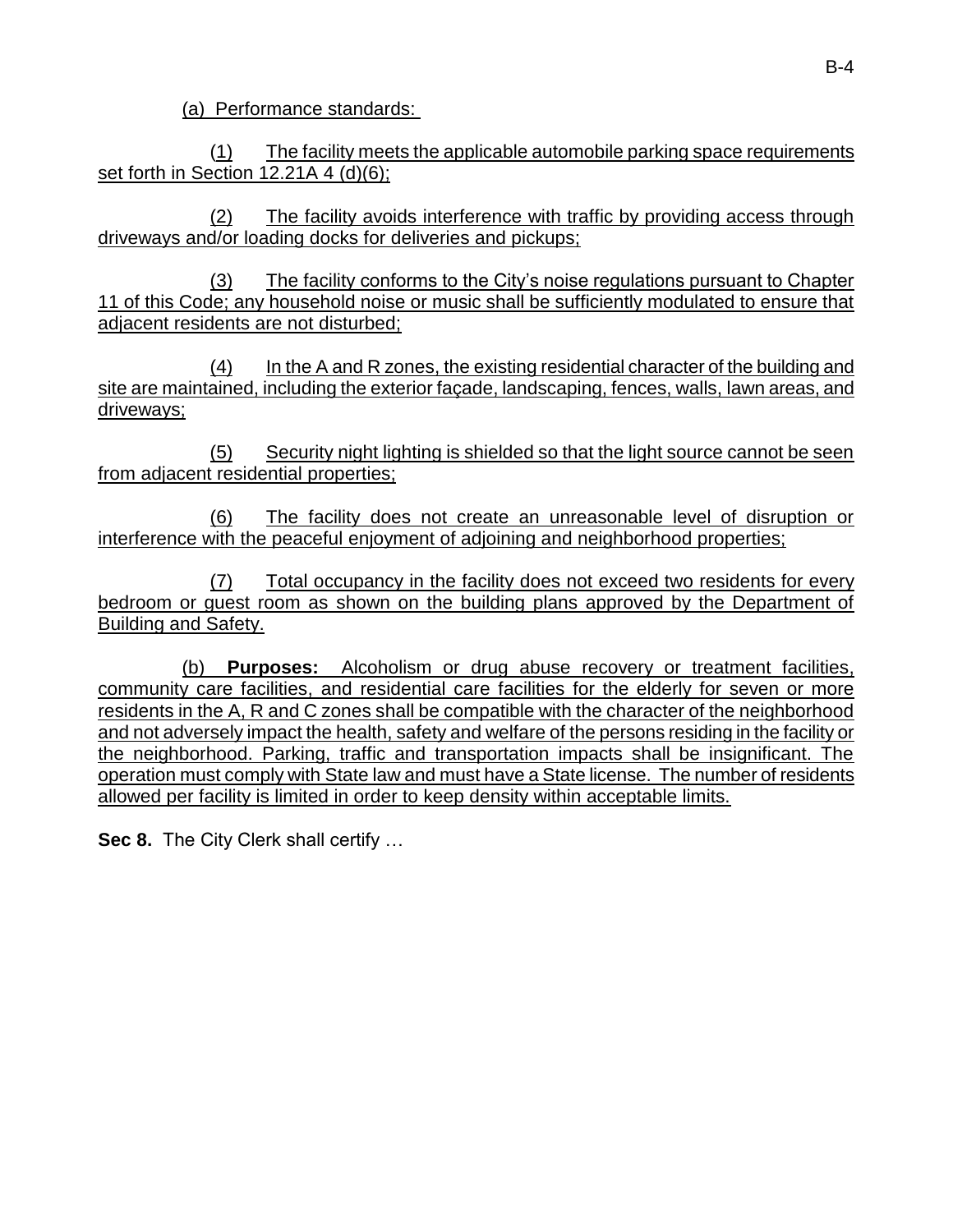(a) Performance standards:

(1) The facility meets the applicable automobile parking space requirements set forth in Section 12.21A 4 (d)(6);

(2) The facility avoids interference with traffic by providing access through driveways and/or loading docks for deliveries and pickups;

(3) The facility conforms to the City's noise regulations pursuant to Chapter 11 of this Code; any household noise or music shall be sufficiently modulated to ensure that adjacent residents are not disturbed;

(4) In the A and R zones, the existing residential character of the building and site are maintained, including the exterior façade, landscaping, fences, walls, lawn areas, and driveways;

(5) Security night lighting is shielded so that the light source cannot be seen from adjacent residential properties;

(6) The facility does not create an unreasonable level of disruption or interference with the peaceful enjoyment of adjoining and neighborhood properties;

(7) Total occupancy in the facility does not exceed two residents for every bedroom or guest room as shown on the building plans approved by the Department of Building and Safety.

(b) **Purposes:** Alcoholism or drug abuse recovery or treatment facilities, community care facilities, and residential care facilities for the elderly for seven or more residents in the A, R and C zones shall be compatible with the character of the neighborhood and not adversely impact the health, safety and welfare of the persons residing in the facility or the neighborhood. Parking, traffic and transportation impacts shall be insignificant. The operation must comply with State law and must have a State license. The number of residents allowed per facility is limited in order to keep density within acceptable limits.

**Sec 8.** The City Clerk shall certify …